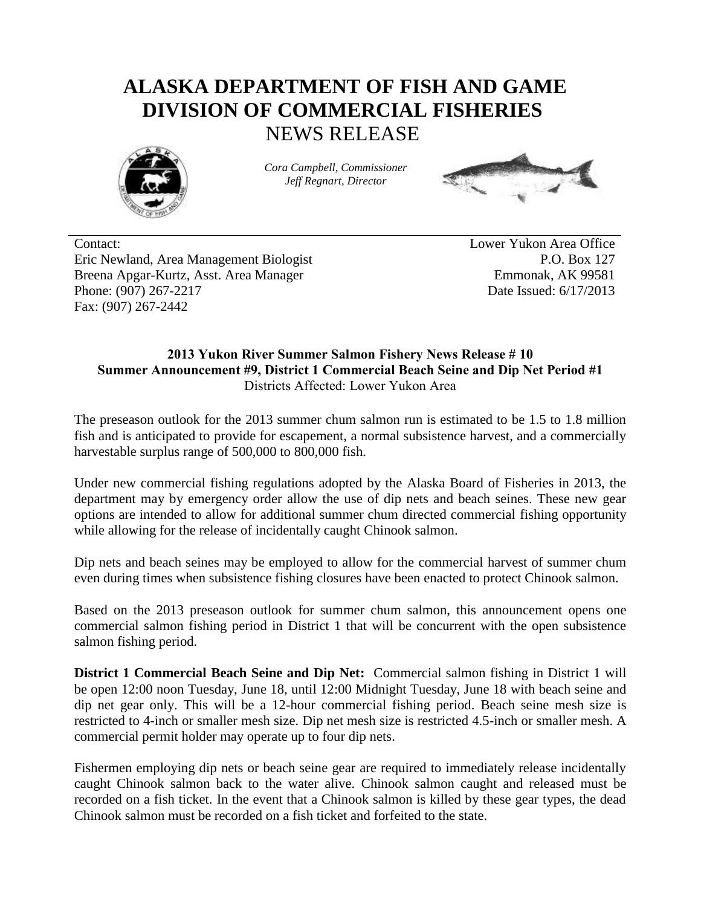# ALASKA DEPARTMENT OF FISH AND GAME
# DIVISION OF COMMERCIAL FISHERIES
## NEWS RELEASE

*Cora Campbell, Commissioner*
*Jeff Regnart, Director*

Contact:
Eric Newland, Area Management Biologist
Breena Apgar-Kurtz, Asst. Area Manager
Phone: (907) 267-2217
Fax: (907) 267-2442

Lower Yukon Area Office
P.O. Box 127
Emmonak, AK 99581
Date Issued: 6/17/2013

**2013 Yukon River Summer Salmon Fishery News Release # 10**
**Summer Announcement #9, District 1 Commercial Beach Seine and Dip Net Period #1**
Districts Affected: Lower Yukon Area

The preseason outlook for the 2013 summer chum salmon run is estimated to be 1.5 to 1.8 million fish and is anticipated to provide for escapement, a normal subsistence harvest, and a commercially harvestable surplus range of 500,000 to 800,000 fish.

Under new commercial fishing regulations adopted by the Alaska Board of Fisheries in 2013, the department may by emergency order allow the use of dip nets and beach seines. These new gear options are intended to allow for additional summer chum directed commercial fishing opportunity while allowing for the release of incidentally caught Chinook salmon.

Dip nets and beach seines may be employed to allow for the commercial harvest of summer chum even during times when subsistence fishing closures have been enacted to protect Chinook salmon.

Based on the 2013 preseason outlook for summer chum salmon, this announcement opens one commercial salmon fishing period in District 1 that will be concurrent with the open subsistence salmon fishing period.

**District 1 Commercial Beach Seine and Dip Net:** Commercial salmon fishing in District 1 will be open 12:00 noon Tuesday, June 18, until 12:00 Midnight Tuesday, June 18 with beach seine and dip net gear only. This will be a 12-hour commercial fishing period. Beach seine mesh size is restricted to 4-inch or smaller mesh size. Dip net mesh size is restricted 4.5-inch or smaller mesh. A commercial permit holder may operate up to four dip nets.

Fishermen employing dip nets or beach seine gear are required to immediately release incidentally caught Chinook salmon back to the water alive. Chinook salmon caught and released must be recorded on a fish ticket. In the event that a Chinook salmon is killed by these gear types, the dead Chinook salmon must be recorded on a fish ticket and forfeited to the state.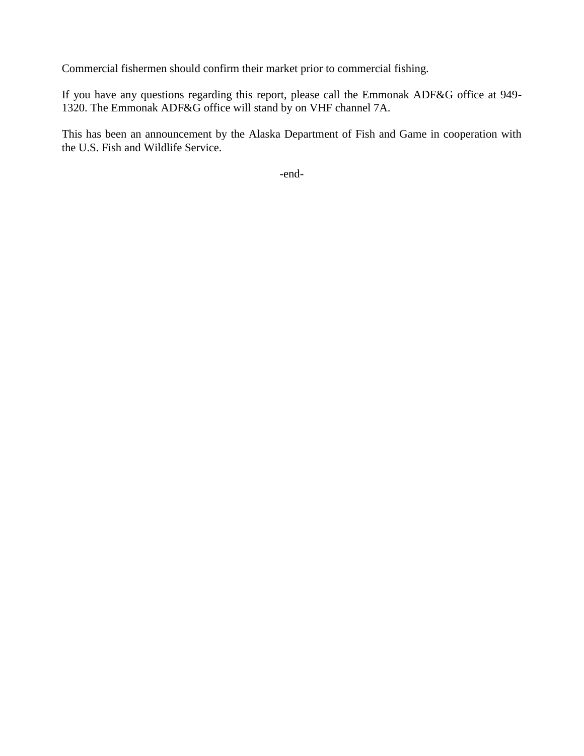Commercial fishermen should confirm their market prior to commercial fishing.

If you have any questions regarding this report, please call the Emmonak ADF&G office at 949-1320. The Emmonak ADF&G office will stand by on VHF channel 7A.

This has been an announcement by the Alaska Department of Fish and Game in cooperation with the U.S. Fish and Wildlife Service.

-end-